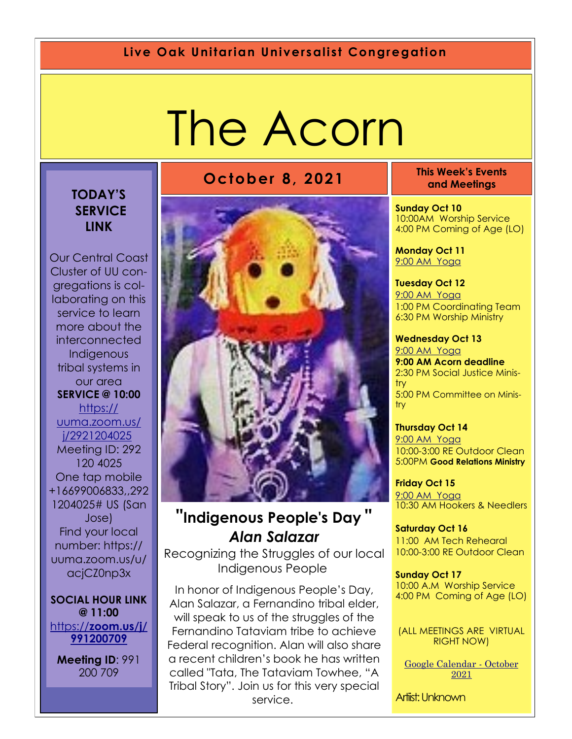**Live Oak Unitarian Universalist Congregation**

# The Acorn

## October 8, 2021

### TODAY'S SERVICE LINK

Our Central Coast Cluster of UU congregations is collaborating on this service to learn more about the interconnected Indigenous tribal systems in our area

**SERVICE @ 10:00**
https://uuma.zoom.us/j/2921204025
Meeting ID: 292 120 4025
One tap mobile +16699006833,,2921204025# US (San Jose)
Find your local number: https://uuma.zoom.us/u/acjCZ0np3x

**SOCIAL HOUR LINK @ 11:00**
https://**zoom.us/j/991200709**

**Meeting ID**: 991 200 709

## "Indigenous People's Day"

### *Alan Salazar*

Recognizing the Struggles of our local Indigenous People

In honor of Indigenous People's Day, Alan Salazar, a Fernandino tribal elder, will speak to us of the struggles of the Fernandino Tataviam tribe to achieve Federal recognition. Alan will also share a recent children's book he has written called "Tata, The Tataviam Towhee, "A Tribal Story". Join us for this very special service.

### This Week's Events and Meetings

**Sunday Oct 10**
10:00AM Worship Service
4:00 PM Coming of Age (LO)

**Monday Oct 11**
9:00 AM Yoga

**Tuesday Oct 12**
9:00 AM Yoga
1:00 PM Coordinating Team
6:30 PM Worship Ministry

**Wednesday Oct 13**
9:00 AM Yoga
**9:00 AM Acorn deadline**
2:30 PM Social Justice Ministry
5:00 PM Committee on Ministry

**Thursday Oct 14**
9:00 AM Yoga
10:00-3:00 RE Outdoor Clean
5:00PM **Good Relations Ministry**

**Friday Oct 15**
9:00 AM Yoga
10:30 AM Hookers & Needlers

**Saturday Oct 16**
11:00 AM Tech Rehearal
10:00-3:00 RE Outdoor Clean

**Sunday Oct 17**
10:00 A.M Worship Service
4:00 PM Coming of Age (LO)

(ALL MEETINGS ARE VIRTUAL RIGHT NOW)

Google Calendar - October 2021

Artist: Unknown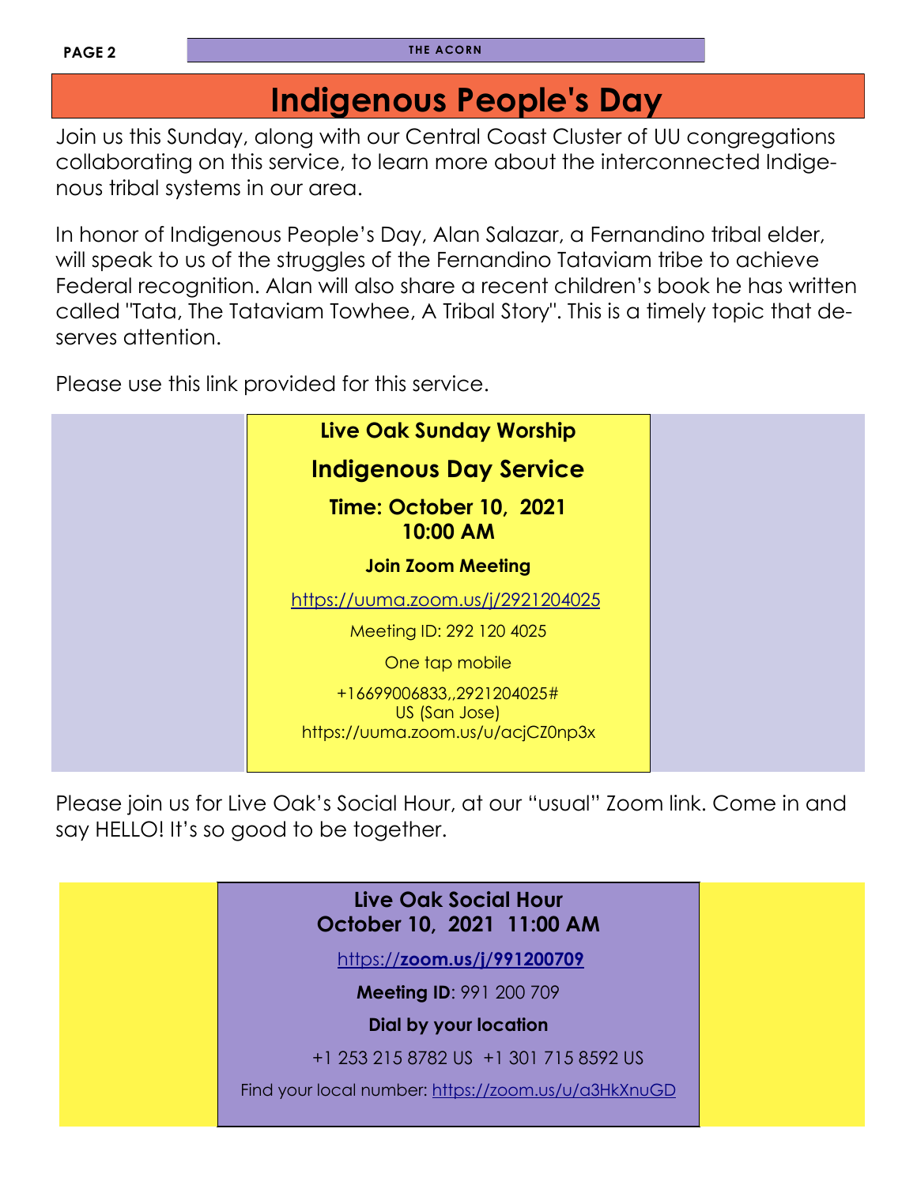# Indigenous People's Day

Join us this Sunday, along with our Central Coast Cluster of UU congregations collaborating on this service, to learn more about the interconnected Indigenous tribal systems in our area.

In honor of Indigenous People's Day, Alan Salazar, a Fernandino tribal elder, will speak to us of the struggles of the Fernandino Tataviam tribe to achieve Federal recognition. Alan will also share a recent children's book he has written called "Tata, The Tataviam Towhee, A Tribal Story". This is a timely topic that deserves attention.

Please use this link provided for this service.

**Live Oak Sunday Worship**

**Indigenous Day Service**

**Time: October 10, 2021**
**10:00 AM**

**Join Zoom Meeting**

https://uuma.zoom.us/j/2921204025

Meeting ID: 292 120 4025

One tap mobile

+16699006833,,2921204025#
US (San Jose)
https://uuma.zoom.us/u/acjCZ0np3x

Please join us for Live Oak's Social Hour, at our "usual" Zoom link. Come in and say HELLO! It's so good to be together.

**Live Oak Social Hour**
**October 10, 2021 11:00 AM**

https://**zoom.us/j/991200709**

**Meeting ID**: 991 200 709

**Dial by your location**

+1 253 215 8782 US +1 301 715 8592 US

Find your local number: https://zoom.us/u/a3HkXnuGD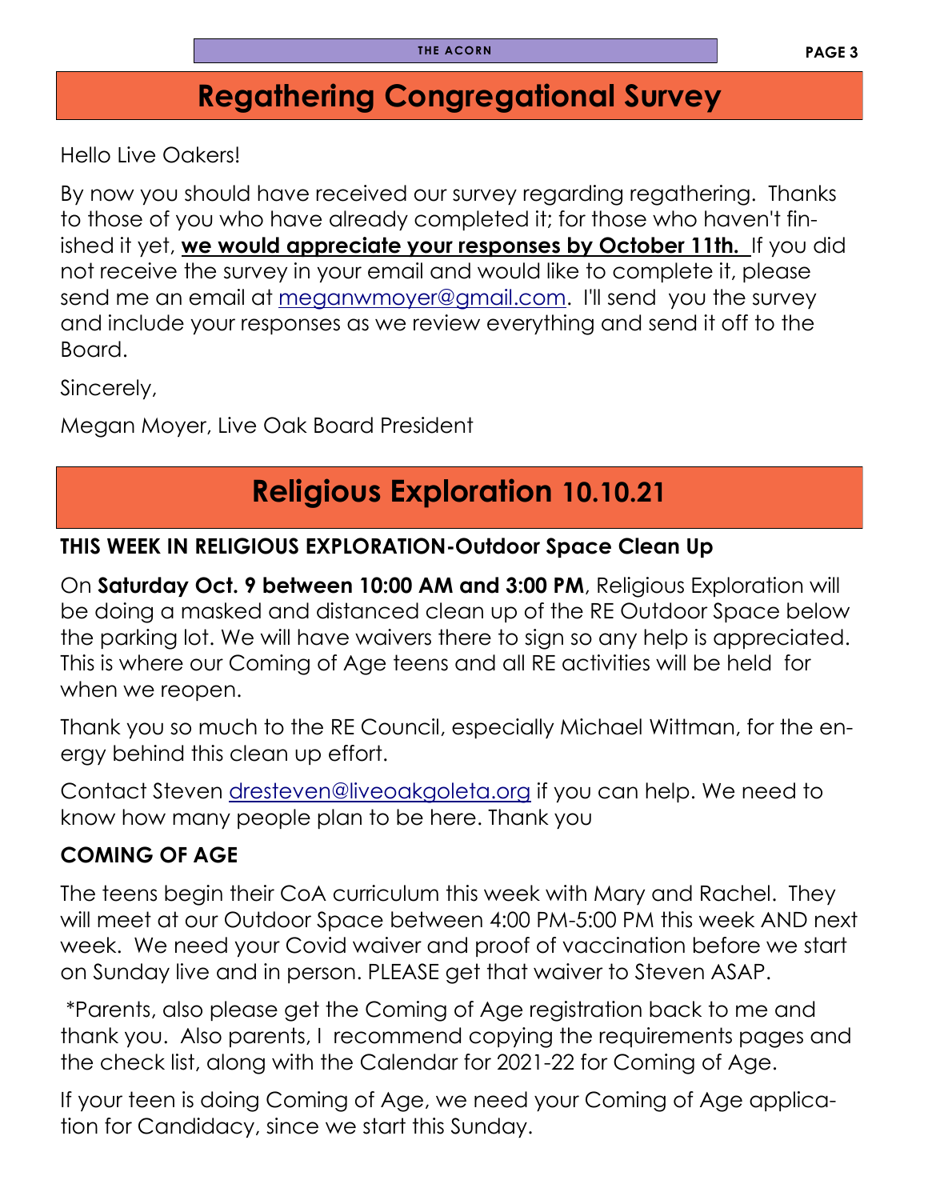## Regathering Congregational Survey

Hello Live Oakers!

By now you should have received our survey regarding regathering. Thanks to those of you who have already completed it; for those who haven't finished it yet, **we would appreciate your responses by October 11th.** If you did not receive the survey in your email and would like to complete it, please send me an email at meganwmoyer@gmail.com. I'll send you the survey and include your responses as we review everything and send it off to the Board.

Sincerely,

Megan Moyer, Live Oak Board President

## Religious Exploration 10.10.21

**THIS WEEK IN RELIGIOUS EXPLORATION-Outdoor Space Clean Up**

On **Saturday Oct. 9 between 10:00 AM and 3:00 PM**, Religious Exploration will be doing a masked and distanced clean up of the RE Outdoor Space below the parking lot. We will have waivers there to sign so any help is appreciated. This is where our Coming of Age teens and all RE activities will be held for when we reopen.

Thank you so much to the RE Council, especially Michael Wittman, for the energy behind this clean up effort.

Contact Steven dresteven@liveoakgoleta.org if you can help. We need to know how many people plan to be here. Thank you

**COMING OF AGE**

The teens begin their CoA curriculum this week with Mary and Rachel. They will meet at our Outdoor Space between 4:00 PM-5:00 PM this week AND next week. We need your Covid waiver and proof of vaccination before we start on Sunday live and in person. PLEASE get that waiver to Steven ASAP.

*Parents, also please get the Coming of Age registration back to me and thank you. Also parents, I recommend copying the requirements pages and the check list, along with the Calendar for 2021-22 for Coming of Age.

If your teen is doing Coming of Age, we need your Coming of Age application for Candidacy, since we start this Sunday.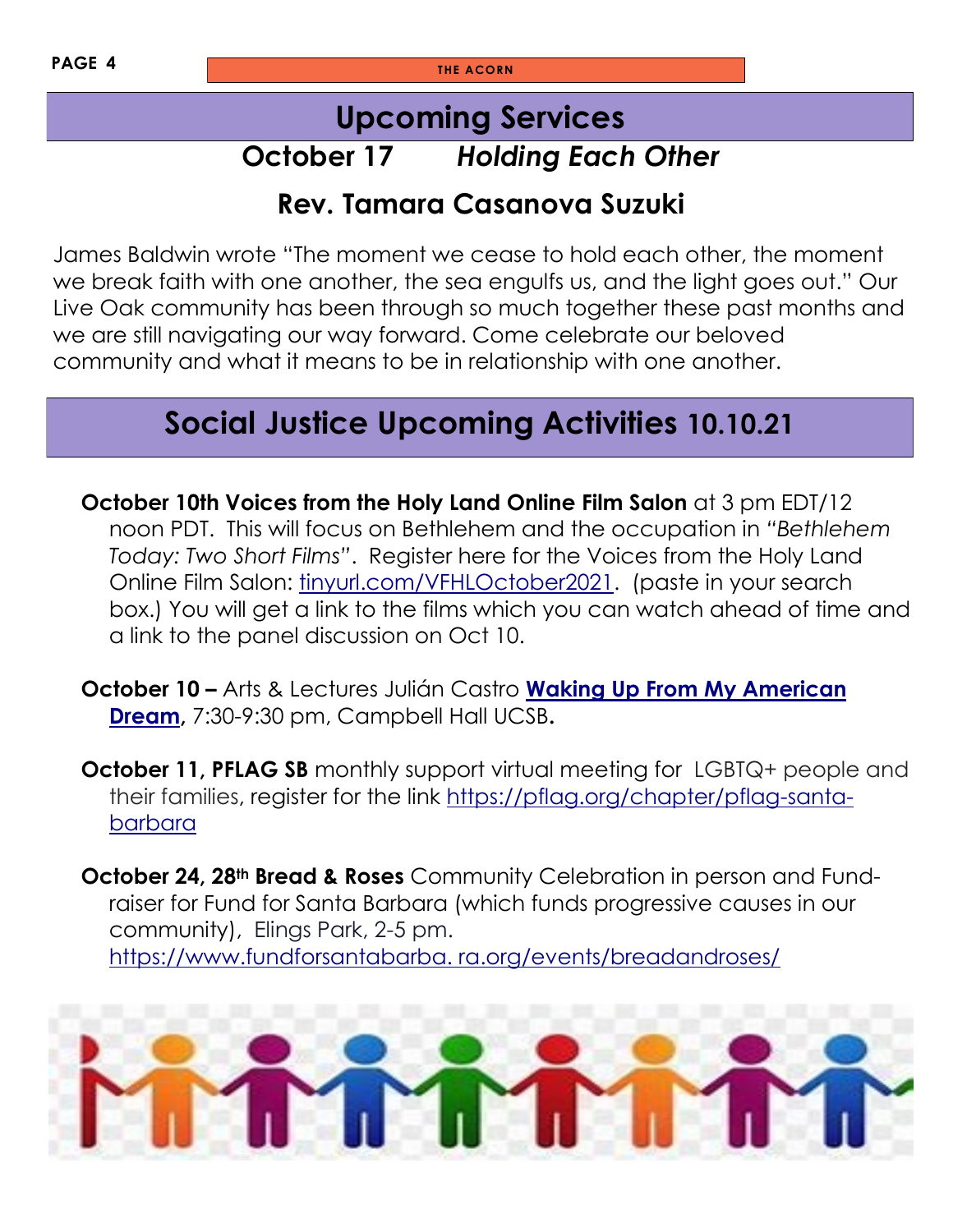## Upcoming Services

### October 17 *Holding Each Other*

### Rev. Tamara Casanova Suzuki

James Baldwin wrote "The moment we cease to hold each other, the moment we break faith with one another, the sea engulfs us, and the light goes out." Our Live Oak community has been through so much together these past months and we are still navigating our way forward. Come celebrate our beloved community and what it means to be in relationship with one another.

## Social Justice Upcoming Activities 10.10.21

**October 10th Voices from the Holy Land Online Film Salon** at 3 pm EDT/12 noon PDT. This will focus on Bethlehem and the occupation in *"Bethlehem Today: Two Short Films"*. Register here for the Voices from the Holy Land Online Film Salon: tinyurl.com/VFHLOctober2021. (paste in your search box.) You will get a link to the films which you can watch ahead of time and a link to the panel discussion on Oct 10.

**October 10 –** Arts & Lectures Julián Castro **Waking Up From My American Dream**, 7:30-9:30 pm, Campbell Hall UCSB**.**

**October 11, PFLAG SB** monthly support virtual meeting for LGBTQ+ people and their families, register for the link https://pflag.org/chapter/pflag-santa-barbara

**October 24, 28th Bread & Roses** Community Celebration in person and Fund-raiser for Fund for Santa Barbara (which funds progressive causes in our community), Elings Park, 2-5 pm. https://www.fundforsantabarba. ra.org/events/breadandroses/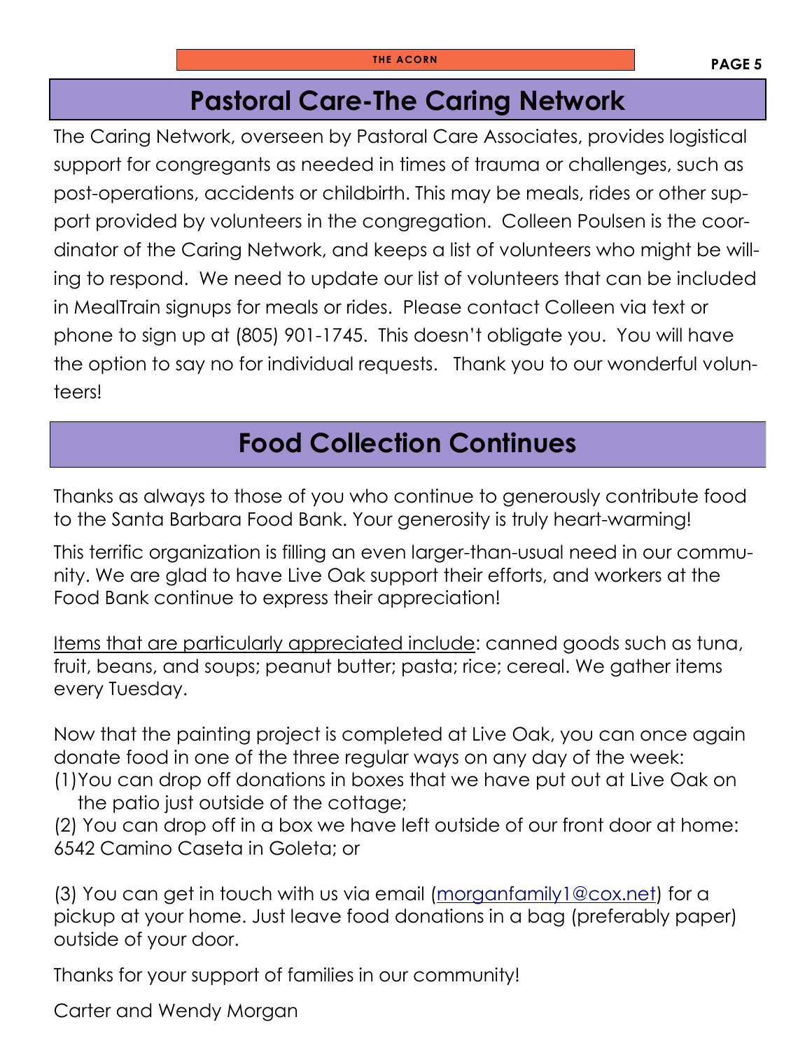## Pastoral Care-The Caring Network

The Caring Network, overseen by Pastoral Care Associates, provides logistical support for congregants as needed in times of trauma or challenges, such as post-operations, accidents or childbirth. This may be meals, rides or other support provided by volunteers in the congregation. Colleen Poulsen is the coordinator of the Caring Network, and keeps a list of volunteers who might be willing to respond. We need to update our list of volunteers that can be included in MealTrain signups for meals or rides. Please contact Colleen via text or phone to sign up at (805) 901-1745. This doesn't obligate you. You will have the option to say no for individual requests. Thank you to our wonderful volunteers!

## Food Collection Continues

Thanks as always to those of you who continue to generously contribute food to the Santa Barbara Food Bank. Your generosity is truly heart-warming!

This terrific organization is filling an even larger-than-usual need in our community. We are glad to have Live Oak support their efforts, and workers at the Food Bank continue to express their appreciation!

Items that are particularly appreciated include: canned goods such as tuna, fruit, beans, and soups; peanut butter; pasta; rice; cereal. We gather items every Tuesday.

Now that the painting project is completed at Live Oak, you can once again donate food in one of the three regular ways on any day of the week:

(1) You can drop off donations in boxes that we have put out at Live Oak on the patio just outside of the cottage;

(2) You can drop off in a box we have left outside of our front door at home: 6542 Camino Caseta in Goleta; or

(3) You can get in touch with us via email (morganfamily1@cox.net) for a pickup at your home. Just leave food donations in a bag (preferably paper) outside of your door.

Thanks for your support of families in our community!

Carter and Wendy Morgan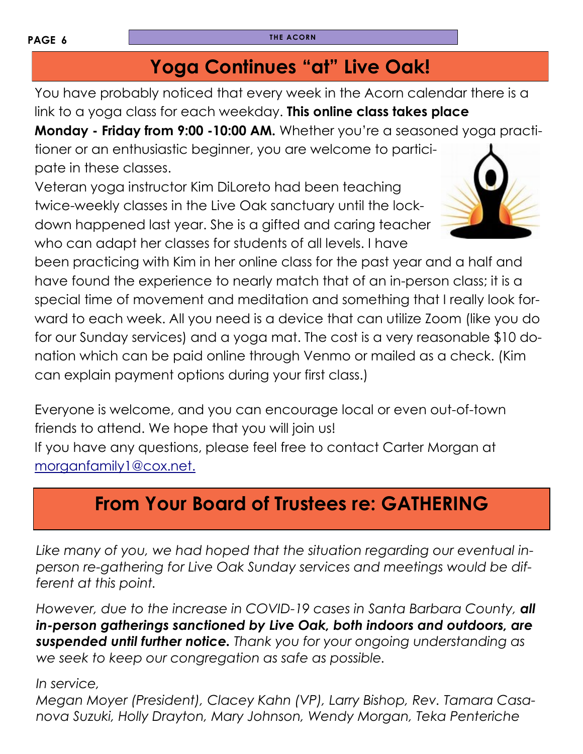## Yoga Continues "at" Live Oak!

You have probably noticed that every week in the Acorn calendar there is a link to a yoga class for each weekday. **This online class takes place Monday - Friday from 9:00 -10:00 AM.** Whether you're a seasoned yoga practitioner or an enthusiastic beginner, you are welcome to participate in these classes.

Veteran yoga instructor Kim DiLoreto had been teaching twice-weekly classes in the Live Oak sanctuary until the lockdown happened last year. She is a gifted and caring teacher who can adapt her classes for students of all levels. I have been practicing with Kim in her online class for the past year and a half and have found the experience to nearly match that of an in-person class; it is a special time of movement and meditation and something that I really look forward to each week. All you need is a device that can utilize Zoom (like you do for our Sunday services) and a yoga mat. The cost is a very reasonable $10 donation which can be paid online through Venmo or mailed as a check. (Kim can explain payment options during your first class.)

Everyone is welcome, and you can encourage local or even out-of-town friends to attend. We hope that you will join us!

If you have any questions, please feel free to contact Carter Morgan at morganfamily1@cox.net.

## From Your Board of Trustees re: GATHERING

*Like many of you, we had hoped that the situation regarding our eventual in-person re-gathering for Live Oak Sunday services and meetings would be different at this point.*

*However, due to the increase in COVID-19 cases in Santa Barbara County, **all in-person gatherings sanctioned by Live Oak, both indoors and outdoors, are suspended until further notice.** Thank you for your ongoing understanding as we seek to keep our congregation as safe as possible.*

*In service,*
*Megan Moyer (President), Clacey Kahn (VP), Larry Bishop, Rev. Tamara Casanova Suzuki, Holly Drayton, Mary Johnson, Wendy Morgan, Teka Penteriche*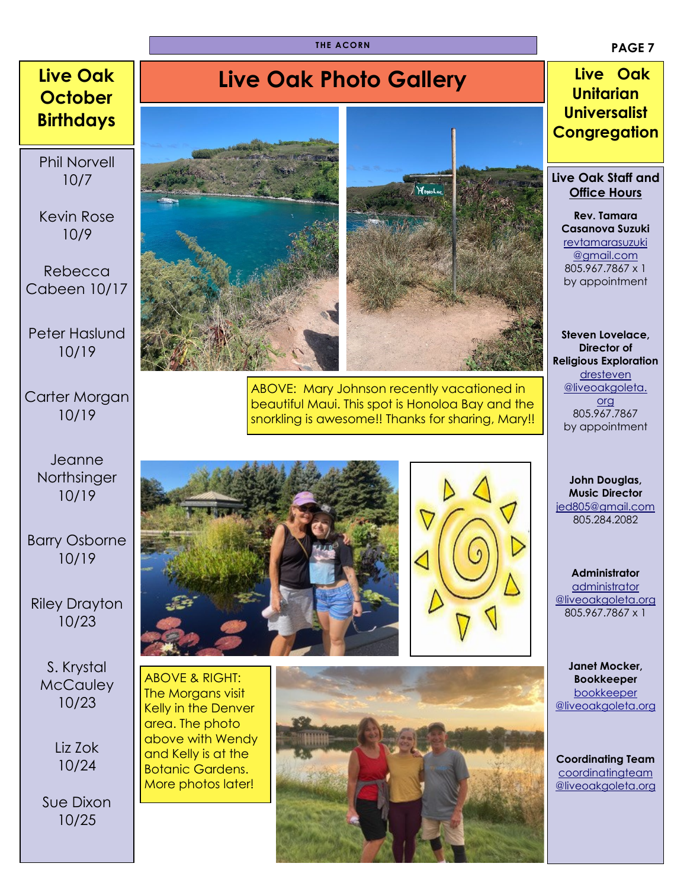## Live Oak October Birthdays

Phil Norvell
10/7

Kevin Rose
10/9

Rebecca Cabeen 10/17

Peter Haslund
10/19

Carter Morgan
10/19

Jeanne Northsinger
10/19

Barry Osborne
10/19

Riley Drayton
10/23

S. Krystal McCauley
10/23

Liz Zok
10/24

Sue Dixon
10/25

# Live Oak Photo Gallery

ABOVE: Mary Johnson recently vacationed in beautiful Maui. This spot is Honoloa Bay and the snorkling is awesome!! Thanks for sharing, Mary!!

ABOVE & RIGHT: The Morgans visit Kelly in the Denver area. The photo above with Wendy and Kelly is at the Botanic Gardens. More photos later!

## Live Oak Unitarian Universalist Congregation

### Live Oak Staff and Office Hours

**Rev. Tamara Casanova Suzuki**
revtamarasuzuki@gmail.com
805.967.7867 x 1
by appointment

**Steven Lovelace, Director of Religious Exploration**
dresteven@liveoakgoleta.org
805.967.7867
by appointment

**John Douglas, Music Director**
jed805@gmail.com
805.284.2082

**Administrator**
administrator@liveoakgoleta.org
805.967.7867 x 1

**Janet Mocker, Bookkeeper**
bookkeeper@liveoakgoleta.org

**Coordinating Team**
coordinatingteam@liveoakgoleta.org